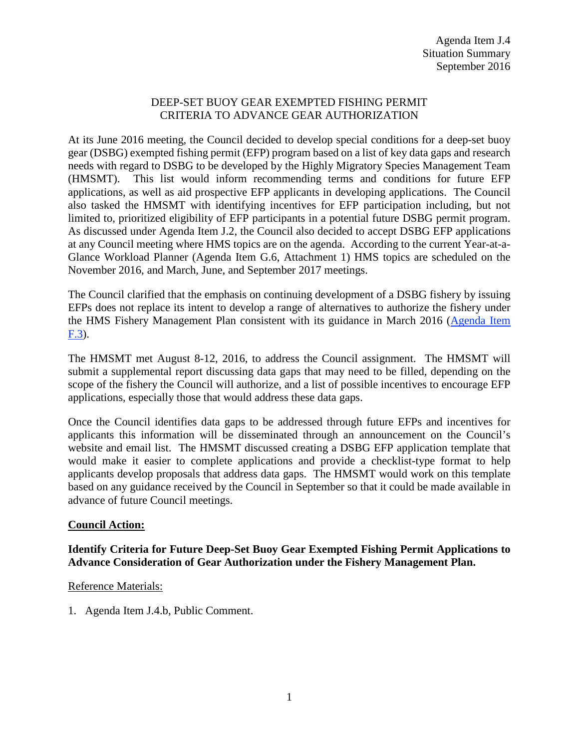Agenda Item J.4
Situation Summary
September 2016

# DEEP-SET BUOY GEAR EXEMPTED FISHING PERMIT CRITERIA TO ADVANCE GEAR AUTHORIZATION

At its June 2016 meeting, the Council decided to develop special conditions for a deep-set buoy gear (DSBG) exempted fishing permit (EFP) program based on a list of key data gaps and research needs with regard to DSBG to be developed by the Highly Migratory Species Management Team (HMSMT). This list would inform recommending terms and conditions for future EFP applications, as well as aid prospective EFP applicants in developing applications. The Council also tasked the HMSMT with identifying incentives for EFP participation including, but not limited to, prioritized eligibility of EFP participants in a potential future DSBG permit program. As discussed under Agenda Item J.2, the Council also decided to accept DSBG EFP applications at any Council meeting where HMS topics are on the agenda. According to the current Year-at-a-Glance Workload Planner (Agenda Item G.6, Attachment 1) HMS topics are scheduled on the November 2016, and March, June, and September 2017 meetings.

The Council clarified that the emphasis on continuing development of a DSBG fishery by issuing EFPs does not replace its intent to develop a range of alternatives to authorize the fishery under the HMS Fishery Management Plan consistent with its guidance in March 2016 (Agenda Item F.3).

The HMSMT met August 8-12, 2016, to address the Council assignment. The HMSMT will submit a supplemental report discussing data gaps that may need to be filled, depending on the scope of the fishery the Council will authorize, and a list of possible incentives to encourage EFP applications, especially those that would address these data gaps.

Once the Council identifies data gaps to be addressed through future EFPs and incentives for applicants this information will be disseminated through an announcement on the Council's website and email list. The HMSMT discussed creating a DSBG EFP application template that would make it easier to complete applications and provide a checklist-type format to help applicants develop proposals that address data gaps. The HMSMT would work on this template based on any guidance received by the Council in September so that it could be made available in advance of future Council meetings.

## Council Action:

**Identify Criteria for Future Deep-Set Buoy Gear Exempted Fishing Permit Applications to Advance Consideration of Gear Authorization under the Fishery Management Plan.**

Reference Materials:

1. Agenda Item J.4.b, Public Comment.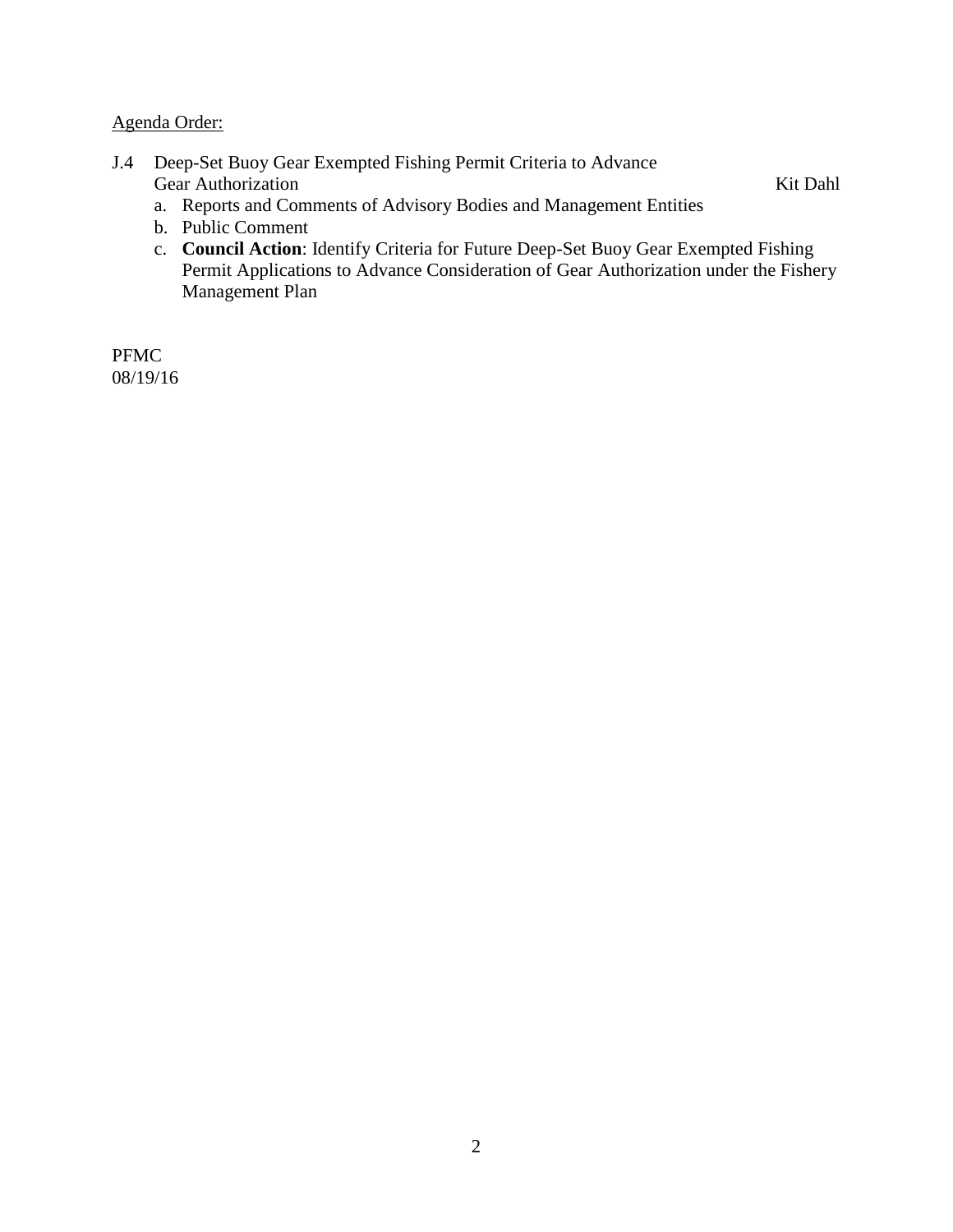Agenda Order:

J.4 Deep-Set Buoy Gear Exempted Fishing Permit Criteria to Advance Gear Authorization — Kit Dahl

a. Reports and Comments of Advisory Bodies and Management Entities
b. Public Comment
c. **Council Action**: Identify Criteria for Future Deep-Set Buoy Gear Exempted Fishing Permit Applications to Advance Consideration of Gear Authorization under the Fishery Management Plan

PFMC
08/19/16